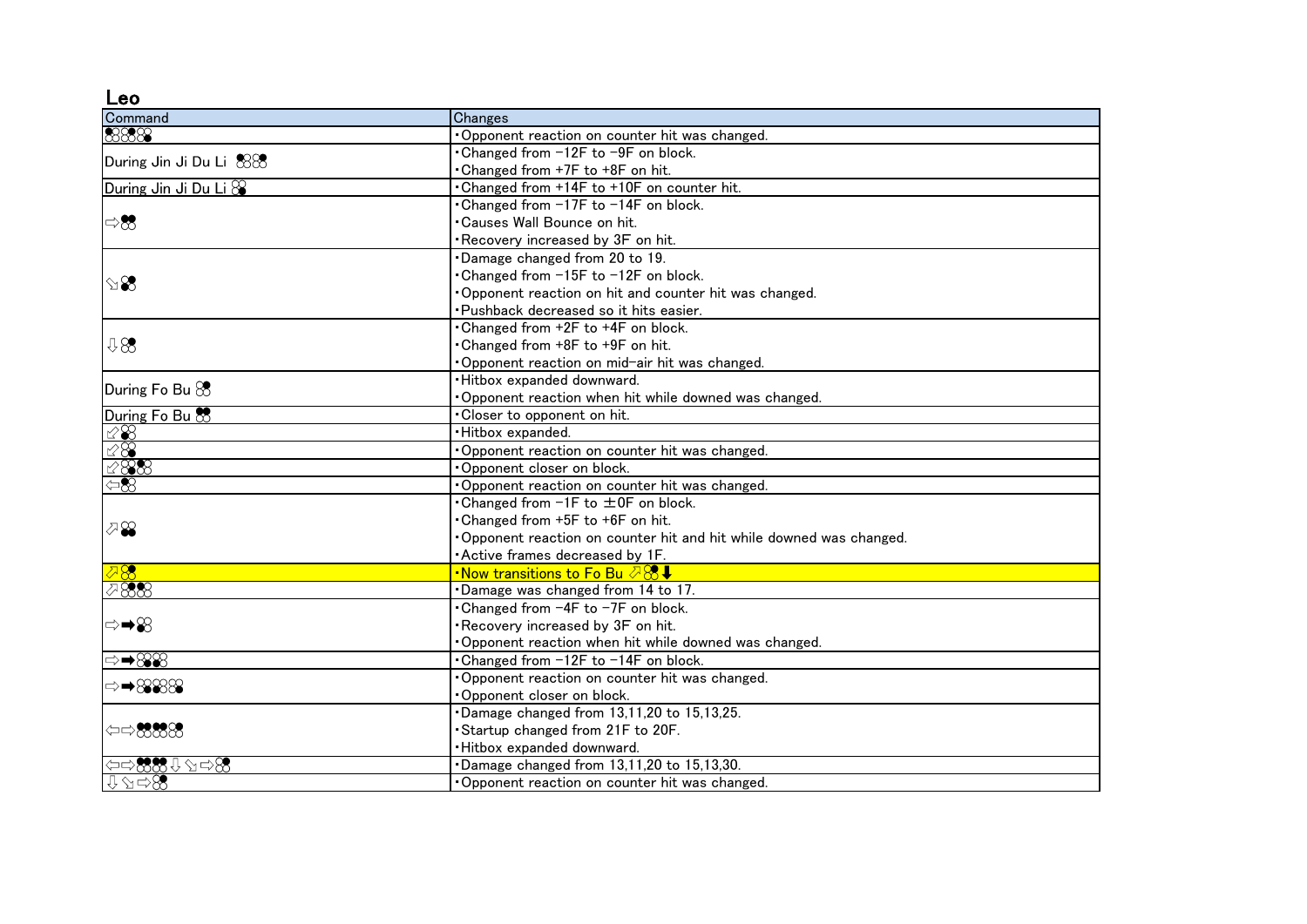## Leo

| Command | Changes |
| --- | --- |
| 1, 2, 1 | ・Opponent reaction on counter hit was changed. |
| During Jin Ji Du Li 1, 2 | ・Changed from −12F to −9F on block.<br>・Changed from +7F to +8F on hit. |
| During Jin Ji Du Li 4 | ・Changed from +14F to +10F on counter hit. |
| ⇨1+2 | ・Changed from −17F to −14F on block.<br>・Causes Wall Bounce on hit.<br>・Recovery increased by 3F on hit. |
| ⇘1+2 | ・Damage changed from 20 to 19.<br>・Changed from −15F to −12F on block.<br>・Opponent reaction on hit and counter hit was changed.<br>・Pushback decreased so it hits easier. |
| ⇩2 | ・Changed from +2F to +4F on block.<br>・Changed from +8F to +9F on hit.<br>・Opponent reaction on mid−air hit was changed. |
| During Fo Bu 2 | ・Hitbox expanded downward.<br>・Opponent reaction when hit while downed was changed. |
| During Fo Bu 1+2 | ・Closer to opponent on hit. |
| ⇙1 | ・Hitbox expanded. |
| ⇙4 | ・Opponent reaction on counter hit was changed. |
| ⇙1, 3 | ・Opponent closer on block. |
| ⇦1 | ・Opponent reaction on counter hit was changed. |
| ⇗3+4 | ・Changed from −1F to ±0F on block.<br>・Changed from +5F to +6F on hit.<br>・Opponent reaction on counter hit and hit while downed was changed.<br>・Active frames decreased by 1F. |
| ⇗4 | ・Now transitions to Fo Bu ⇗4⬇ |
| ⇗4, 3, 4 | ・Damage was changed from 14 to 17. |
| ⇨➡2 | ・Changed from −4F to −7F on block.<br>・Recovery increased by 3F on hit.<br>・Opponent reaction when hit while downed was changed. |
| ⇨➡1, 2 | ・Changed from −12F to −14F on block. |
| ⇨➡1, 2, 1, 2 | ・Opponent reaction on counter hit was changed.<br>・Opponent closer on block. |
| ⇦⇨1+2, 1+2, 4 | ・Damage changed from 13,11,20 to 15,13,25.<br>・Startup changed from 21F to 20F.<br>・Hitbox expanded downward. |
| ⇦⇨1+2, 1+2 ⇩⇘⇨4 | ・Damage changed from 13,11,20 to 15,13,30. |
| ⇩⇘⇨2 | ・Opponent reaction on counter hit was changed. |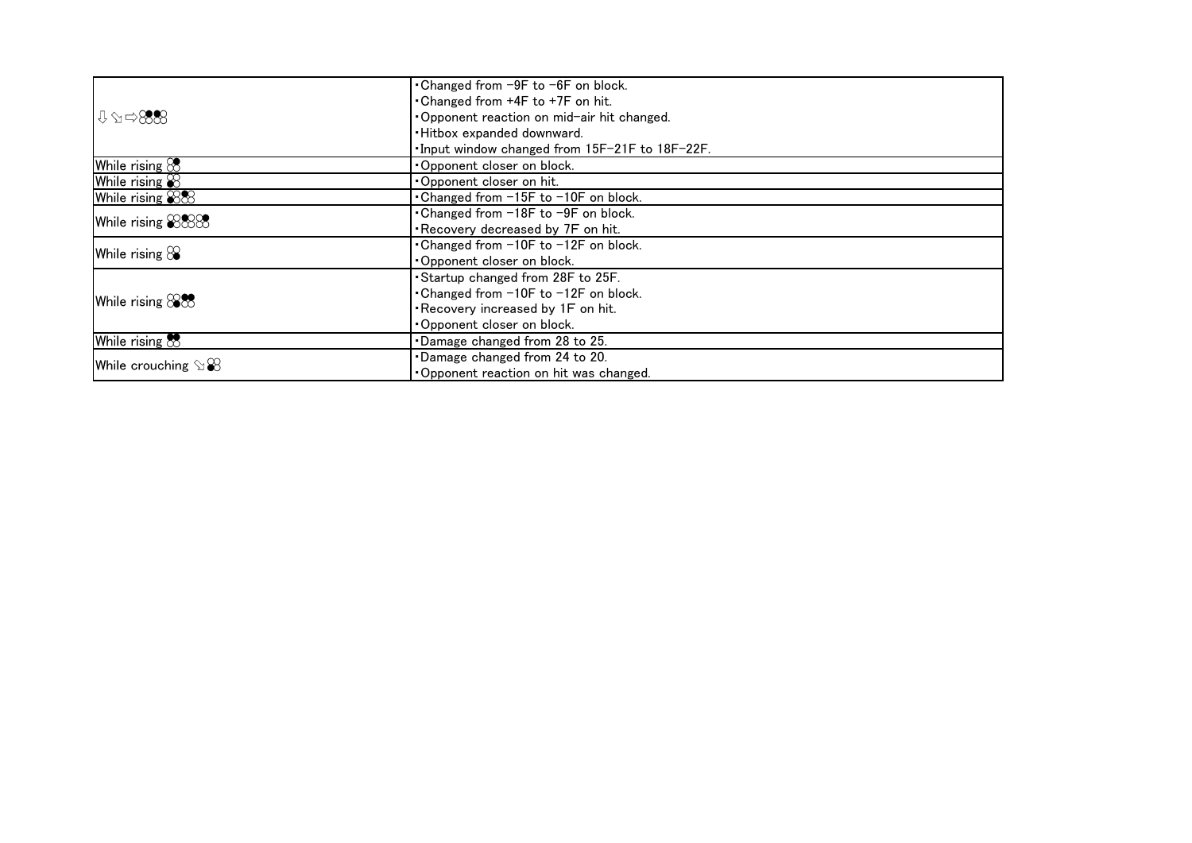| | |
|---|---|
| ⇩⇘⇨ 2, 1 | ・Changed from −9F to −6F on block.<br>・Changed from +4F to +7F on hit.<br>・Opponent reaction on mid-air hit changed.<br>・Hitbox expanded downward.<br>・Input window changed from 15F-21F to 18F-22F. |
| While rising 2 | ・Opponent closer on block. |
| While rising 3 | ・Opponent closer on hit. |
| While rising 3, 2 | ・Changed from −15F to −10F on block. |
| While rising 3, 1, 2, 2 | ・Changed from −18F to −9F on block.<br>・Recovery decreased by 7F on hit. |
| While rising 4 | ・Changed from −10F to −12F on block.<br>・Opponent closer on block. |
| While rising 4, 1+2 | ・Startup changed from 28F to 25F.<br>・Changed from −10F to −12F on block.<br>・Recovery increased by 1F on hit.<br>・Opponent closer on block. |
| While rising 1+2 | ・Damage changed from 28 to 25. |
| While crouching ⇘ 3 | ・Damage changed from 24 to 20.<br>・Opponent reaction on hit was changed. |